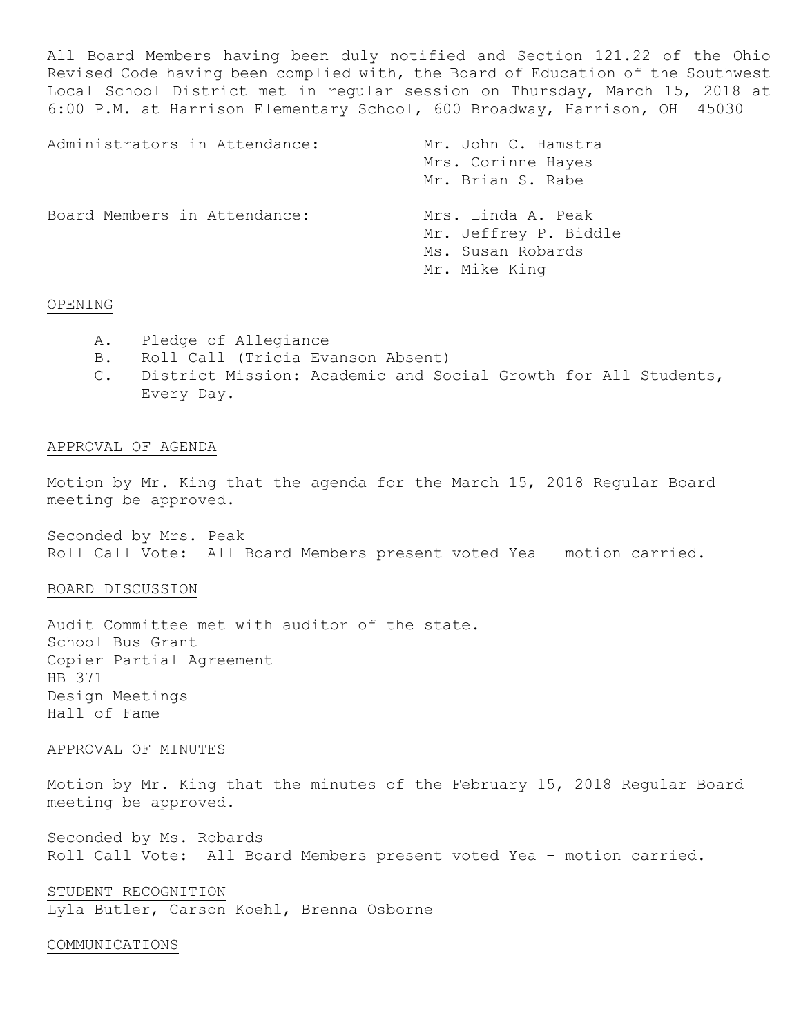All Board Members having been duly notified and Section 121.22 of the Ohio Revised Code having been complied with, the Board of Education of the Southwest Local School District met in regular session on Thursday, March 15, 2018 at 6:00 P.M. at Harrison Elementary School, 600 Broadway, Harrison, OH 45030

| | |
|---|---|
| Administrators in Attendance: | Mr. John C. Hamstra<br>Mrs. Corinne Hayes<br>Mr. Brian S. Rabe |
| Board Members in Attendance: | Mrs. Linda A. Peak<br>Mr. Jeffrey P. Biddle<br>Ms. Susan Robards<br>Mr. Mike King |

## OPENING

A. Pledge of Allegiance
B. Roll Call (Tricia Evanson Absent)
C. District Mission: Academic and Social Growth for All Students, Every Day.

## APPROVAL OF AGENDA

Motion by Mr. King that the agenda for the March 15, 2018 Regular Board meeting be approved.

Seconded by Mrs. Peak
Roll Call Vote: All Board Members present voted Yea – motion carried.

## BOARD DISCUSSION

Audit Committee met with auditor of the state.
School Bus Grant
Copier Partial Agreement
HB 371
Design Meetings
Hall of Fame

## APPROVAL OF MINUTES

Motion by Mr. King that the minutes of the February 15, 2018 Regular Board meeting be approved.

Seconded by Ms. Robards
Roll Call Vote: All Board Members present voted Yea – motion carried.

## STUDENT RECOGNITION

Lyla Butler, Carson Koehl, Brenna Osborne

## COMMUNICATIONS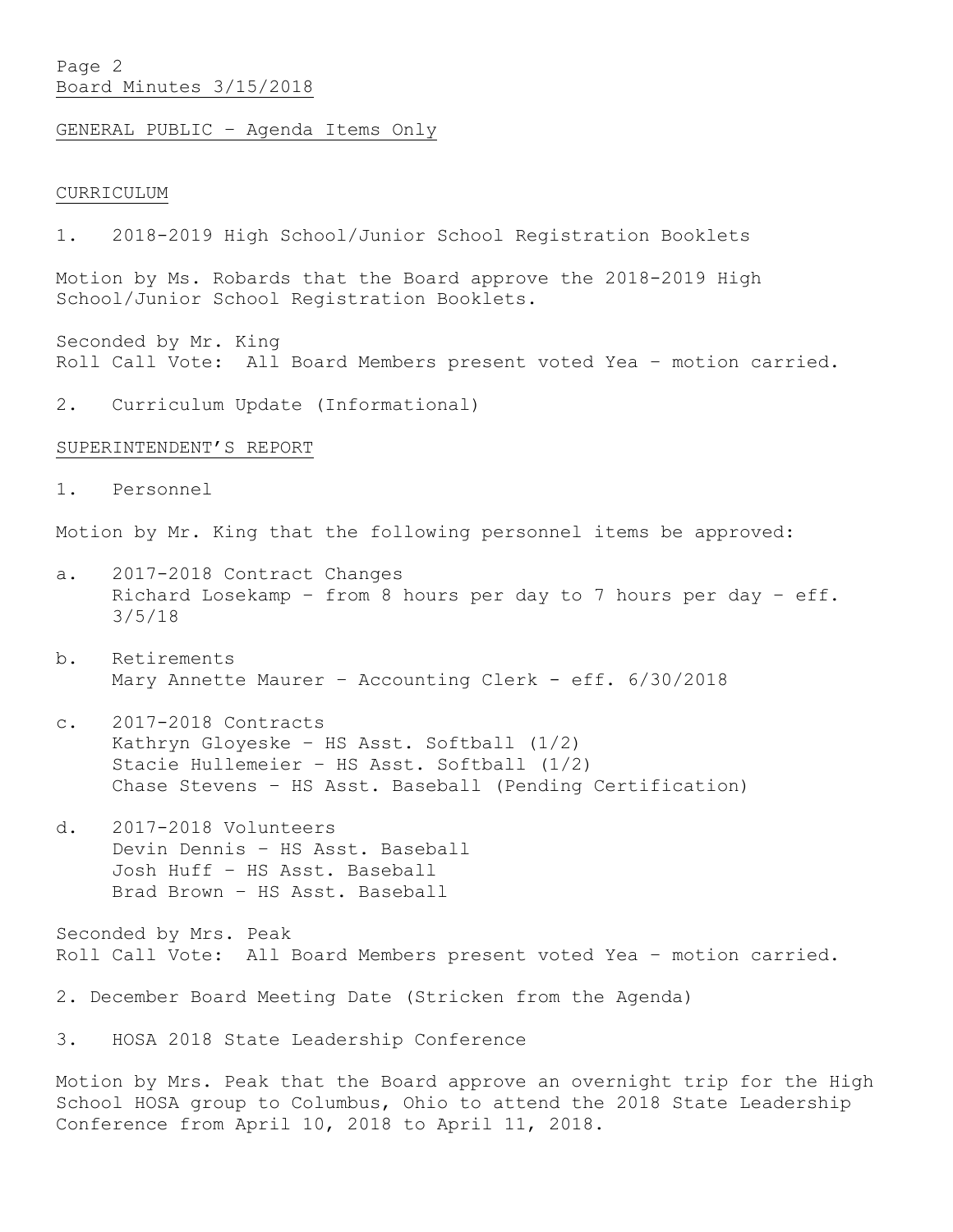GENERAL PUBLIC – Agenda Items Only

CURRICULUM

1. 2018-2019 High School/Junior School Registration Booklets

Motion by Ms. Robards that the Board approve the 2018-2019 High School/Junior School Registration Booklets.

Seconded by Mr. King
Roll Call Vote: All Board Members present voted Yea – motion carried.

2. Curriculum Update (Informational)

SUPERINTENDENT'S REPORT

1. Personnel

Motion by Mr. King that the following personnel items be approved:

a. 2017-2018 Contract Changes
   Richard Losekamp – from 8 hours per day to 7 hours per day – eff. 3/5/18

b. Retirements
   Mary Annette Maurer – Accounting Clerk - eff. 6/30/2018

c. 2017-2018 Contracts
   Kathryn Gloyeske – HS Asst. Softball (1/2)
   Stacie Hullemeier – HS Asst. Softball (1/2)
   Chase Stevens – HS Asst. Baseball (Pending Certification)

d. 2017-2018 Volunteers
   Devin Dennis – HS Asst. Baseball
   Josh Huff – HS Asst. Baseball
   Brad Brown – HS Asst. Baseball

Seconded by Mrs. Peak
Roll Call Vote: All Board Members present voted Yea – motion carried.

2. December Board Meeting Date (Stricken from the Agenda)

3. HOSA 2018 State Leadership Conference

Motion by Mrs. Peak that the Board approve an overnight trip for the High School HOSA group to Columbus, Ohio to attend the 2018 State Leadership Conference from April 10, 2018 to April 11, 2018.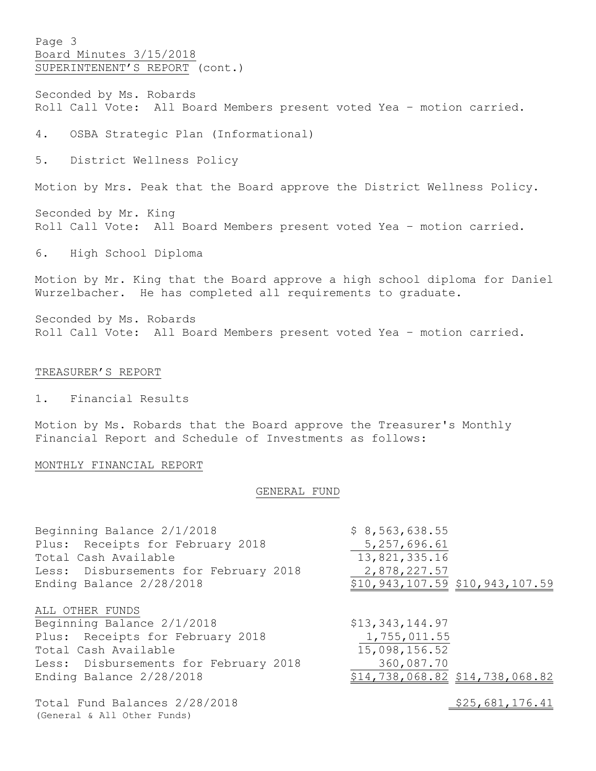SUPERINTENENT'S REPORT (cont.)

Seconded by Ms. Robards
Roll Call Vote: All Board Members present voted Yea – motion carried.

4. OSBA Strategic Plan (Informational)

5. District Wellness Policy

Motion by Mrs. Peak that the Board approve the District Wellness Policy.

Seconded by Mr. King
Roll Call Vote: All Board Members present voted Yea – motion carried.

6. High School Diploma

Motion by Mr. King that the Board approve a high school diploma for Daniel Wurzelbacher. He has completed all requirements to graduate.

Seconded by Ms. Robards
Roll Call Vote: All Board Members present voted Yea – motion carried.

## TREASURER'S REPORT

1. Financial Results

Motion by Ms. Robards that the Board approve the Treasurer's Monthly Financial Report and Schedule of Investments as follows:

### MONTHLY FINANCIAL REPORT

#### GENERAL FUND

| | | |
|---|---|---|
| Beginning Balance 2/1/2018 | $ 8,563,638.55 | |
| Plus: Receipts for February 2018 | 5,257,696.61 | |
| Total Cash Available | 13,821,335.16 | |
| Less: Disbursements for February 2018 | 2,878,227.57 | |
| Ending Balance 2/28/2018 | $10,943,107.59 | $10,943,107.59 |
| **ALL OTHER FUNDS** | | |
| Beginning Balance 2/1/2018 | $13,343,144.97 | |
| Plus: Receipts for February 2018 | 1,755,011.55 | |
| Total Cash Available | 15,098,156.52 | |
| Less: Disbursements for February 2018 | 360,087.70 | |
| Ending Balance 2/28/2018 | $14,738,068.82 | $14,738,068.82 |
| Total Fund Balances 2/28/2018 (General & All Other Funds) | | $25,681,176.41 |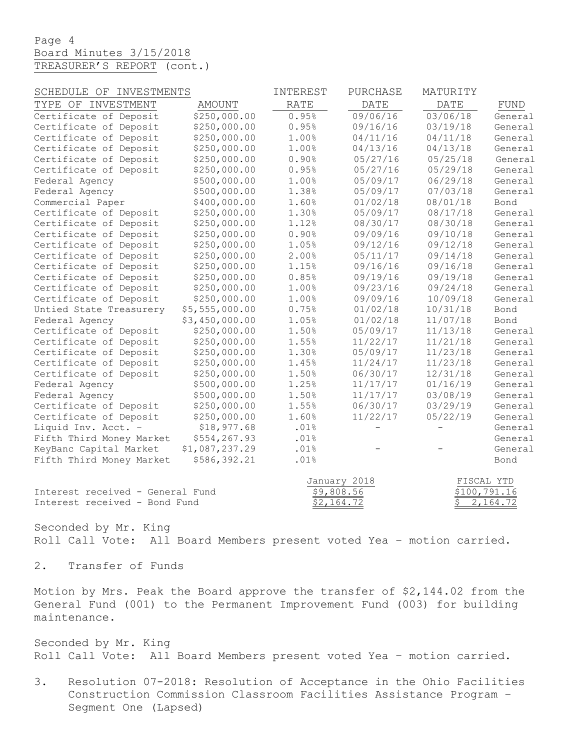Board Minutes 3/15/2018
TREASURER'S REPORT (cont.)

| SCHEDULE OF INVESTMENTS TYPE OF INVESTMENT | AMOUNT | INTEREST RATE | PURCHASE DATE | MATURITY DATE | FUND |
|---|---|---|---|---|---|
| Certificate of Deposit | $250,000.00 | 0.95% | 09/06/16 | 03/06/18 | General |
| Certificate of Deposit | $250,000.00 | 0.95% | 09/16/16 | 03/19/18 | General |
| Certificate of Deposit | $250,000.00 | 1.00% | 04/11/16 | 04/11/18 | General |
| Certificate of Deposit | $250,000.00 | 1.00% | 04/13/16 | 04/13/18 | General |
| Certificate of Deposit | $250,000.00 | 0.90% | 05/27/16 | 05/25/18 | General |
| Certificate of Deposit | $250,000.00 | 0.95% | 05/27/16 | 05/29/18 | General |
| Federal Agency | $500,000.00 | 1.00% | 05/09/17 | 06/29/18 | General |
| Federal Agency | $500,000.00 | 1.38% | 05/09/17 | 07/03/18 | General |
| Commercial Paper | $400,000.00 | 1.60% | 01/02/18 | 08/01/18 | Bond |
| Certificate of Deposit | $250,000.00 | 1.30% | 05/09/17 | 08/17/18 | General |
| Certificate of Deposit | $250,000.00 | 1.12% | 08/30/17 | 08/30/18 | General |
| Certificate of Deposit | $250,000.00 | 0.90% | 09/09/16 | 09/10/18 | General |
| Certificate of Deposit | $250,000.00 | 1.05% | 09/12/16 | 09/12/18 | General |
| Certificate of Deposit | $250,000.00 | 2.00% | 05/11/17 | 09/14/18 | General |
| Certificate of Deposit | $250,000.00 | 1.15% | 09/16/16 | 09/16/18 | General |
| Certificate of Deposit | $250,000.00 | 0.85% | 09/19/16 | 09/19/18 | General |
| Certificate of Deposit | $250,000.00 | 1.00% | 09/23/16 | 09/24/18 | General |
| Certificate of Deposit | $250,000.00 | 1.00% | 09/09/16 | 10/09/18 | General |
| Untied State Treasurery | $5,555,000.00 | 0.75% | 01/02/18 | 10/31/18 | Bond |
| Federal Agency | $3,450,000.00 | 1.05% | 01/02/18 | 11/07/18 | Bond |
| Certificate of Deposit | $250,000.00 | 1.50% | 05/09/17 | 11/13/18 | General |
| Certificate of Deposit | $250,000.00 | 1.55% | 11/22/17 | 11/21/18 | General |
| Certificate of Deposit | $250,000.00 | 1.30% | 05/09/17 | 11/23/18 | General |
| Certificate of Deposit | $250,000.00 | 1.45% | 11/24/17 | 11/23/18 | General |
| Certificate of Deposit | $250,000.00 | 1.50% | 06/30/17 | 12/31/18 | General |
| Federal Agency | $500,000.00 | 1.25% | 11/17/17 | 01/16/19 | General |
| Federal Agency | $500,000.00 | 1.50% | 11/17/17 | 03/08/19 | General |
| Certificate of Deposit | $250,000.00 | 1.55% | 06/30/17 | 03/29/19 | General |
| Certificate of Deposit | $250,000.00 | 1.60% | 11/22/17 | 05/22/19 | General |
| Liquid Inv. Acct. - | $18,977.68 | .01% | - | - | General |
| Fifth Third Money Market | $554,267.93 | .01% | | | General |
| KeyBanc Capital Market | $1,087,237.29 | .01% | - | - | General |
| Fifth Third Money Market | $586,392.21 | .01% | | | Bond |

| | January 2018 | FISCAL YTD |
|---|---|---|
| Interest received - General Fund | $9,808.56 | $100,791.16 |
| Interest received - Bond Fund | $2,164.72 | $ 2,164.72 |

Seconded by Mr. King
Roll Call Vote: All Board Members present voted Yea – motion carried.

2. Transfer of Funds

Motion by Mrs. Peak the Board approve the transfer of $2,144.02 from the General Fund (001) to the Permanent Improvement Fund (003) for building maintenance.

Seconded by Mr. King
Roll Call Vote: All Board Members present voted Yea – motion carried.

3. Resolution 07-2018: Resolution of Acceptance in the Ohio Facilities Construction Commission Classroom Facilities Assistance Program – Segment One (Lapsed)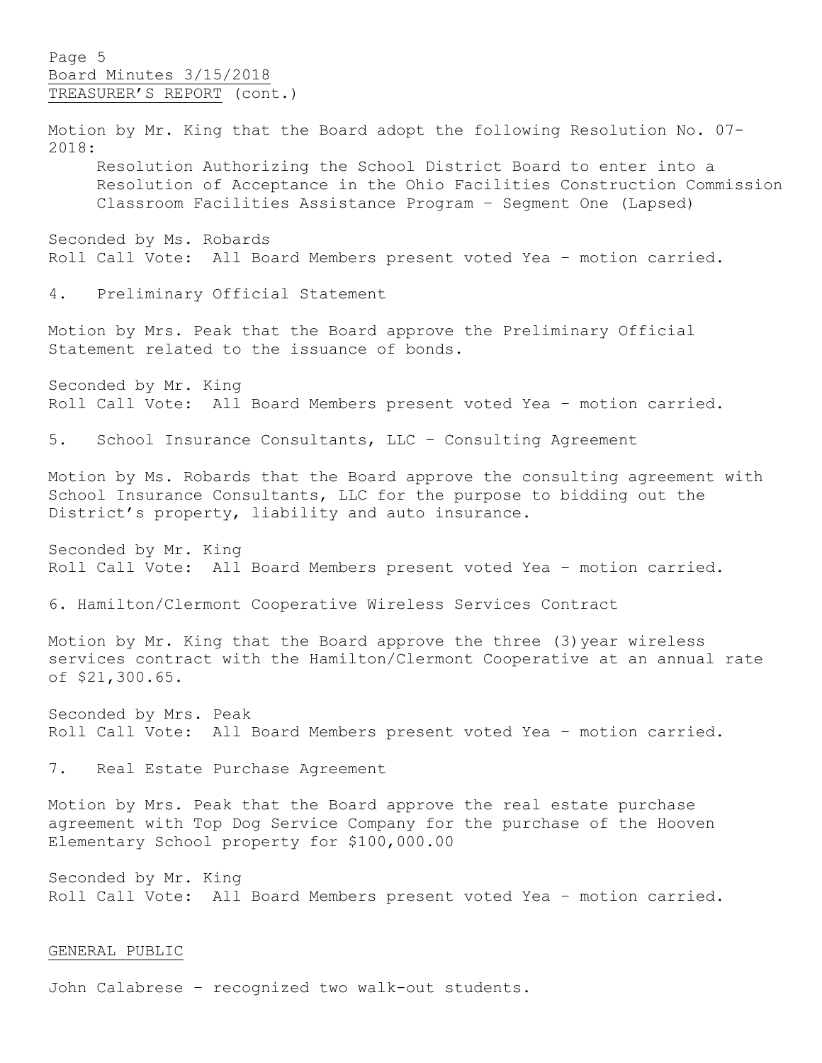TREASURER'S REPORT (cont.)

Motion by Mr. King that the Board adopt the following Resolution No. 07-2018:

> Resolution Authorizing the School District Board to enter into a Resolution of Acceptance in the Ohio Facilities Construction Commission Classroom Facilities Assistance Program – Segment One (Lapsed)

Seconded by Ms. Robards
Roll Call Vote: All Board Members present voted Yea – motion carried.

4. Preliminary Official Statement

Motion by Mrs. Peak that the Board approve the Preliminary Official Statement related to the issuance of bonds.

Seconded by Mr. King
Roll Call Vote: All Board Members present voted Yea – motion carried.

5. School Insurance Consultants, LLC – Consulting Agreement

Motion by Ms. Robards that the Board approve the consulting agreement with School Insurance Consultants, LLC for the purpose to bidding out the District's property, liability and auto insurance.

Seconded by Mr. King
Roll Call Vote: All Board Members present voted Yea – motion carried.

6. Hamilton/Clermont Cooperative Wireless Services Contract

Motion by Mr. King that the Board approve the three (3)year wireless services contract with the Hamilton/Clermont Cooperative at an annual rate of $21,300.65.

Seconded by Mrs. Peak
Roll Call Vote: All Board Members present voted Yea – motion carried.

7. Real Estate Purchase Agreement

Motion by Mrs. Peak that the Board approve the real estate purchase agreement with Top Dog Service Company for the purchase of the Hooven Elementary School property for $100,000.00

Seconded by Mr. King
Roll Call Vote: All Board Members present voted Yea – motion carried.

## GENERAL PUBLIC

John Calabrese – recognized two walk-out students.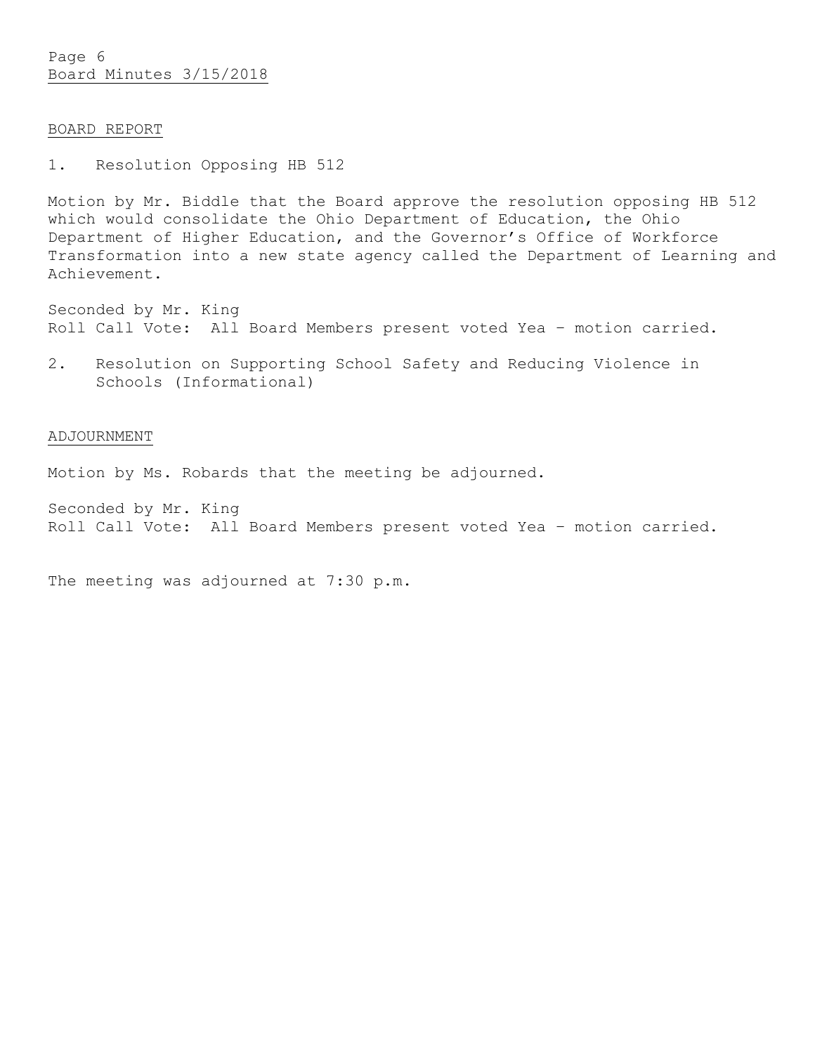## BOARD REPORT

1. Resolution Opposing HB 512

Motion by Mr. Biddle that the Board approve the resolution opposing HB 512 which would consolidate the Ohio Department of Education, the Ohio Department of Higher Education, and the Governor's Office of Workforce Transformation into a new state agency called the Department of Learning and Achievement.

Seconded by Mr. King
Roll Call Vote: All Board Members present voted Yea – motion carried.

2. Resolution on Supporting School Safety and Reducing Violence in Schools (Informational)

## ADJOURNMENT

Motion by Ms. Robards that the meeting be adjourned.

Seconded by Mr. King
Roll Call Vote: All Board Members present voted Yea – motion carried.

The meeting was adjourned at 7:30 p.m.